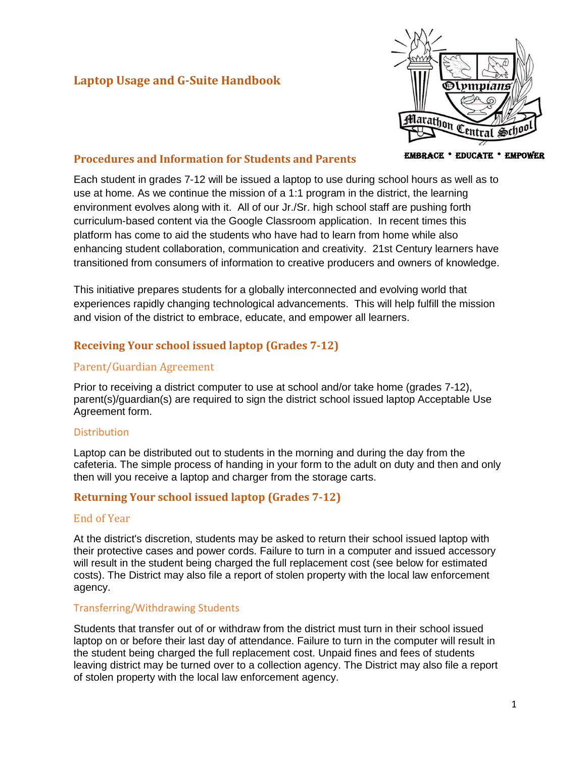# Laptop Usage and G-Suite Handbook

EMBRACE • EDUCATE • EMPOWER

## Procedures and Information for Students and Parents

Each student in grades 7-12 will be issued a laptop to use during school hours as well as to use at home. As we continue the mission of a 1:1 program in the district, the learning environment evolves along with it. All of our Jr./Sr. high school staff are pushing forth curriculum-based content via the Google Classroom application. In recent times this platform has come to aid the students who have had to learn from home while also enhancing student collaboration, communication and creativity. 21st Century learners have transitioned from consumers of information to creative producers and owners of knowledge.

This initiative prepares students for a globally interconnected and evolving world that experiences rapidly changing technological advancements. This will help fulfill the mission and vision of the district to embrace, educate, and empower all learners.

## Receiving Your school issued laptop (Grades 7-12)

### Parent/Guardian Agreement

Prior to receiving a district computer to use at school and/or take home (grades 7-12), parent(s)/guardian(s) are required to sign the district school issued laptop Acceptable Use Agreement form.

### Distribution

Laptop can be distributed out to students in the morning and during the day from the cafeteria. The simple process of handing in your form to the adult on duty and then and only then will you receive a laptop and charger from the storage carts.

## Returning Your school issued laptop (Grades 7-12)

### End of Year

At the district's discretion, students may be asked to return their school issued laptop with their protective cases and power cords. Failure to turn in a computer and issued accessory will result in the student being charged the full replacement cost (see below for estimated costs). The District may also file a report of stolen property with the local law enforcement agency.

### Transferring/Withdrawing Students

Students that transfer out of or withdraw from the district must turn in their school issued laptop on or before their last day of attendance. Failure to turn in the computer will result in the student being charged the full replacement cost. Unpaid fines and fees of students leaving district may be turned over to a collection agency. The District may also file a report of stolen property with the local law enforcement agency.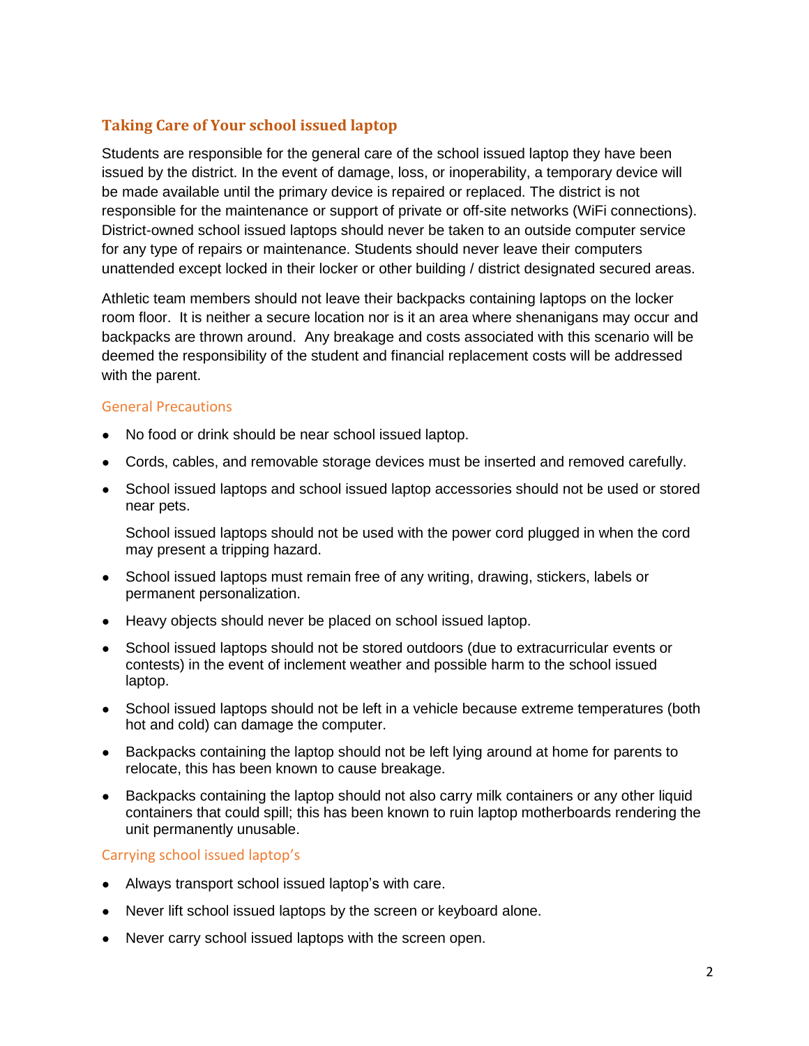## Taking Care of Your school issued laptop

Students are responsible for the general care of the school issued laptop they have been issued by the district. In the event of damage, loss, or inoperability, a temporary device will be made available until the primary device is repaired or replaced. The district is not responsible for the maintenance or support of private or off-site networks (WiFi connections). District-owned school issued laptops should never be taken to an outside computer service for any type of repairs or maintenance. Students should never leave their computers unattended except locked in their locker or other building / district designated secured areas.

Athletic team members should not leave their backpacks containing laptops on the locker room floor. It is neither a secure location nor is it an area where shenanigans may occur and backpacks are thrown around. Any breakage and costs associated with this scenario will be deemed the responsibility of the student and financial replacement costs will be addressed with the parent.

### General Precautions

- No food or drink should be near school issued laptop.
- Cords, cables, and removable storage devices must be inserted and removed carefully.
- School issued laptops and school issued laptop accessories should not be used or stored near pets.

  School issued laptops should not be used with the power cord plugged in when the cord may present a tripping hazard.
- School issued laptops must remain free of any writing, drawing, stickers, labels or permanent personalization.
- Heavy objects should never be placed on school issued laptop.
- School issued laptops should not be stored outdoors (due to extracurricular events or contests) in the event of inclement weather and possible harm to the school issued laptop.
- School issued laptops should not be left in a vehicle because extreme temperatures (both hot and cold) can damage the computer.
- Backpacks containing the laptop should not be left lying around at home for parents to relocate, this has been known to cause breakage.
- Backpacks containing the laptop should not also carry milk containers or any other liquid containers that could spill; this has been known to ruin laptop motherboards rendering the unit permanently unusable.

### Carrying school issued laptop's

- Always transport school issued laptop's with care.
- Never lift school issued laptops by the screen or keyboard alone.
- Never carry school issued laptops with the screen open.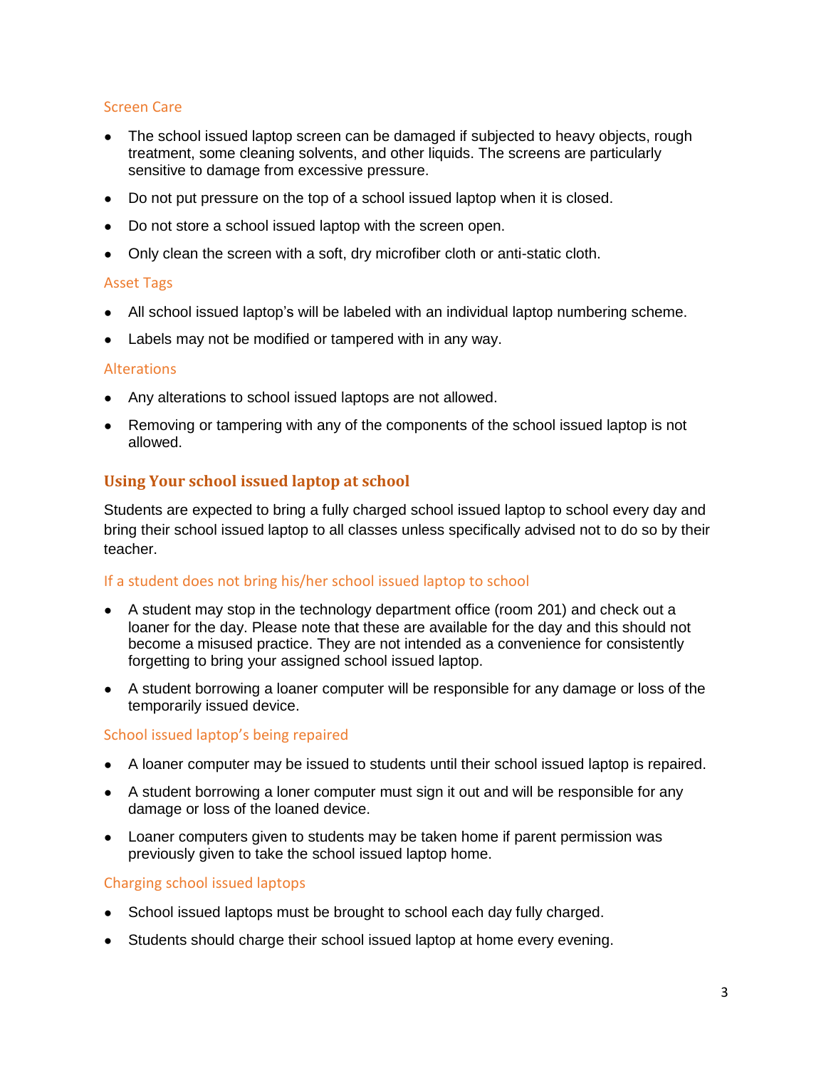### Screen Care

- The school issued laptop screen can be damaged if subjected to heavy objects, rough treatment, some cleaning solvents, and other liquids. The screens are particularly sensitive to damage from excessive pressure.
- Do not put pressure on the top of a school issued laptop when it is closed.
- Do not store a school issued laptop with the screen open.
- Only clean the screen with a soft, dry microfiber cloth or anti-static cloth.

### Asset Tags

- All school issued laptop's will be labeled with an individual laptop numbering scheme.
- Labels may not be modified or tampered with in any way.

### Alterations

- Any alterations to school issued laptops are not allowed.
- Removing or tampering with any of the components of the school issued laptop is not allowed.

## Using Your school issued laptop at school

Students are expected to bring a fully charged school issued laptop to school every day and bring their school issued laptop to all classes unless specifically advised not to do so by their teacher.

### If a student does not bring his/her school issued laptop to school

- A student may stop in the technology department office (room 201) and check out a loaner for the day. Please note that these are available for the day and this should not become a misused practice. They are not intended as a convenience for consistently forgetting to bring your assigned school issued laptop.
- A student borrowing a loaner computer will be responsible for any damage or loss of the temporarily issued device.

### School issued laptop's being repaired

- A loaner computer may be issued to students until their school issued laptop is repaired.
- A student borrowing a loner computer must sign it out and will be responsible for any damage or loss of the loaned device.
- Loaner computers given to students may be taken home if parent permission was previously given to take the school issued laptop home.

### Charging school issued laptops

- School issued laptops must be brought to school each day fully charged.
- Students should charge their school issued laptop at home every evening.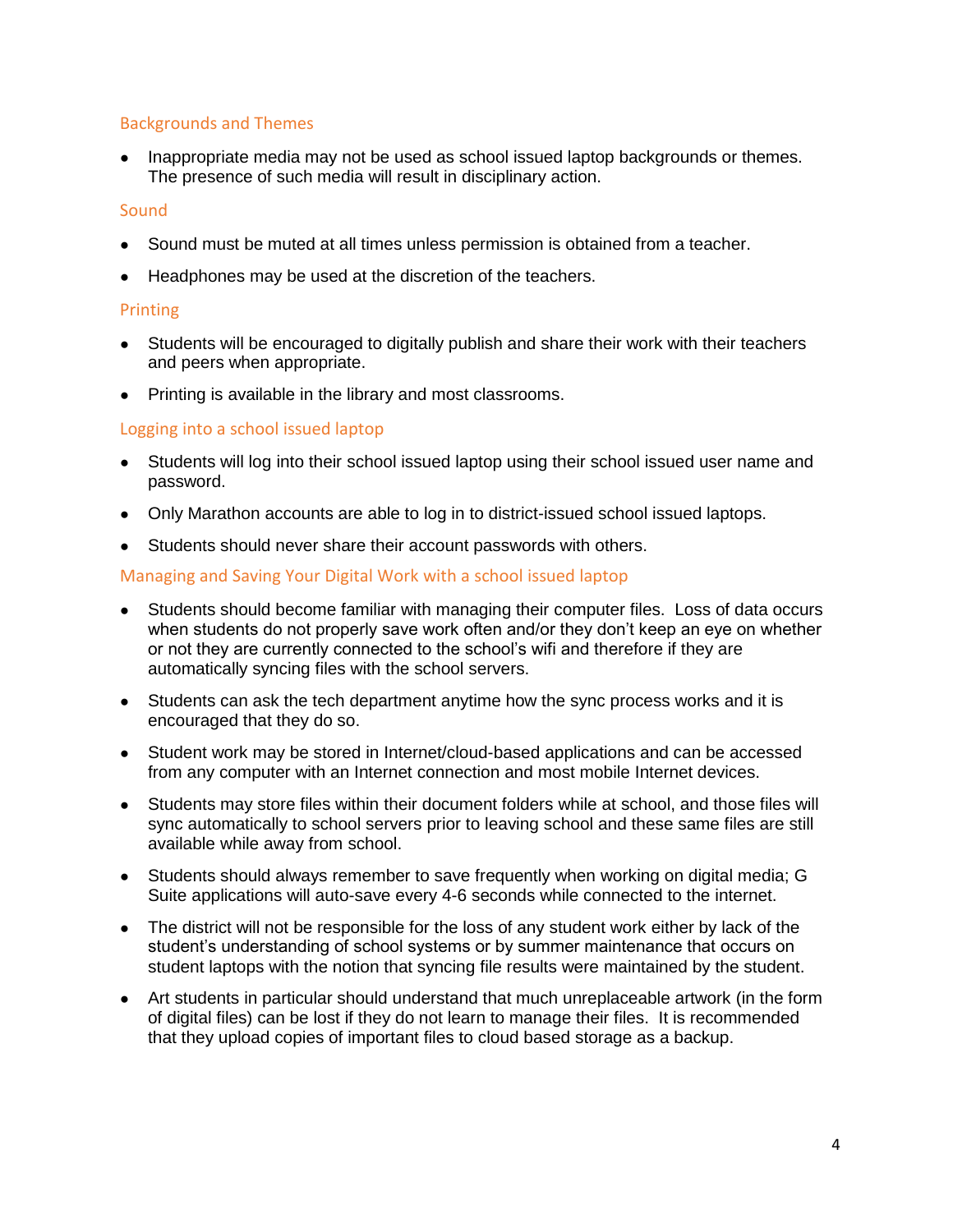### Backgrounds and Themes

- Inappropriate media may not be used as school issued laptop backgrounds or themes. The presence of such media will result in disciplinary action.

### Sound

- Sound must be muted at all times unless permission is obtained from a teacher.
- Headphones may be used at the discretion of the teachers.

### Printing

- Students will be encouraged to digitally publish and share their work with their teachers and peers when appropriate.
- Printing is available in the library and most classrooms.

### Logging into a school issued laptop

- Students will log into their school issued laptop using their school issued user name and password.
- Only Marathon accounts are able to log in to district-issued school issued laptops.
- Students should never share their account passwords with others.

### Managing and Saving Your Digital Work with a school issued laptop

- Students should become familiar with managing their computer files. Loss of data occurs when students do not properly save work often and/or they don't keep an eye on whether or not they are currently connected to the school's wifi and therefore if they are automatically syncing files with the school servers.
- Students can ask the tech department anytime how the sync process works and it is encouraged that they do so.
- Student work may be stored in Internet/cloud-based applications and can be accessed from any computer with an Internet connection and most mobile Internet devices.
- Students may store files within their document folders while at school, and those files will sync automatically to school servers prior to leaving school and these same files are still available while away from school.
- Students should always remember to save frequently when working on digital media; G Suite applications will auto-save every 4-6 seconds while connected to the internet.
- The district will not be responsible for the loss of any student work either by lack of the student's understanding of school systems or by summer maintenance that occurs on student laptops with the notion that syncing file results were maintained by the student.
- Art students in particular should understand that much unreplaceable artwork (in the form of digital files) can be lost if they do not learn to manage their files. It is recommended that they upload copies of important files to cloud based storage as a backup.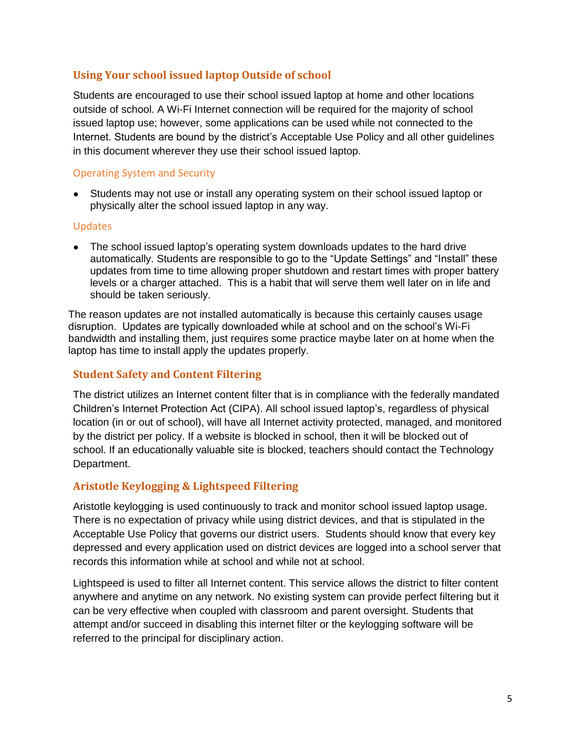## Using Your school issued laptop Outside of school

Students are encouraged to use their school issued laptop at home and other locations outside of school. A Wi-Fi Internet connection will be required for the majority of school issued laptop use; however, some applications can be used while not connected to the Internet. Students are bound by the district's Acceptable Use Policy and all other guidelines in this document wherever they use their school issued laptop.

### Operating System and Security

- Students may not use or install any operating system on their school issued laptop or physically alter the school issued laptop in any way.

### Updates

- The school issued laptop's operating system downloads updates to the hard drive automatically. Students are responsible to go to the "Update Settings" and "Install" these updates from time to time allowing proper shutdown and restart times with proper battery levels or a charger attached. This is a habit that will serve them well later on in life and should be taken seriously.

The reason updates are not installed automatically is because this certainly causes usage disruption. Updates are typically downloaded while at school and on the school's Wi-Fi bandwidth and installing them, just requires some practice maybe later on at home when the laptop has time to install apply the updates properly.

## Student Safety and Content Filtering

The district utilizes an Internet content filter that is in compliance with the federally mandated Children's Internet Protection Act (CIPA). All school issued laptop's, regardless of physical location (in or out of school), will have all Internet activity protected, managed, and monitored by the district per policy. If a website is blocked in school, then it will be blocked out of school. If an educationally valuable site is blocked, teachers should contact the Technology Department.

## Aristotle Keylogging & Lightspeed Filtering

Aristotle keylogging is used continuously to track and monitor school issued laptop usage. There is no expectation of privacy while using district devices, and that is stipulated in the Acceptable Use Policy that governs our district users. Students should know that every key depressed and every application used on district devices are logged into a school server that records this information while at school and while not at school.

Lightspeed is used to filter all Internet content. This service allows the district to filter content anywhere and anytime on any network. No existing system can provide perfect filtering but it can be very effective when coupled with classroom and parent oversight. Students that attempt and/or succeed in disabling this internet filter or the keylogging software will be referred to the principal for disciplinary action.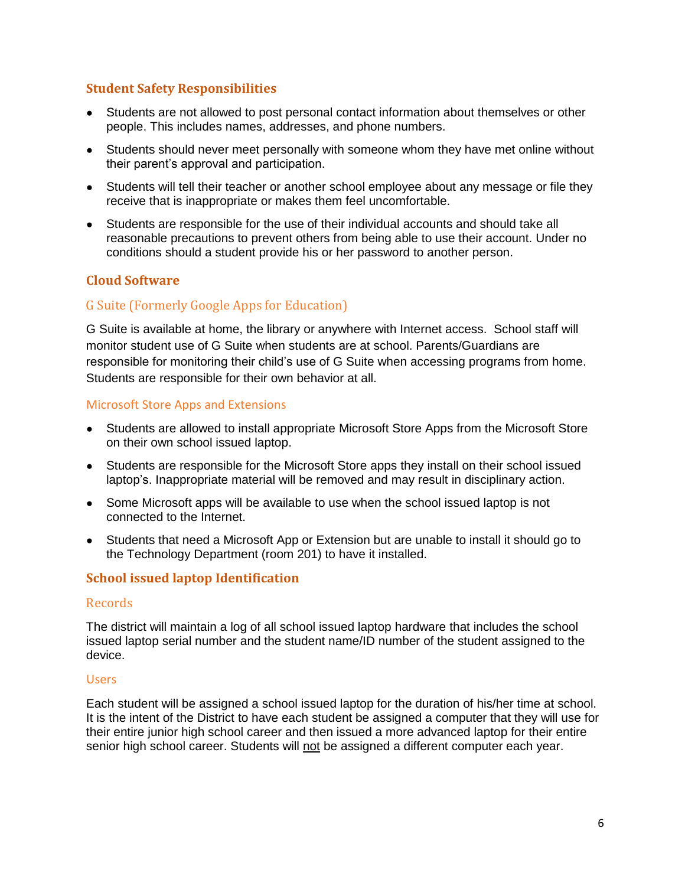## Student Safety Responsibilities

- Students are not allowed to post personal contact information about themselves or other people. This includes names, addresses, and phone numbers.
- Students should never meet personally with someone whom they have met online without their parent's approval and participation.
- Students will tell their teacher or another school employee about any message or file they receive that is inappropriate or makes them feel uncomfortable.
- Students are responsible for the use of their individual accounts and should take all reasonable precautions to prevent others from being able to use their account. Under no conditions should a student provide his or her password to another person.

## Cloud Software

### G Suite (Formerly Google Apps for Education)

G Suite is available at home, the library or anywhere with Internet access. School staff will monitor student use of G Suite when students are at school. Parents/Guardians are responsible for monitoring their child's use of G Suite when accessing programs from home. Students are responsible for their own behavior at all.

### Microsoft Store Apps and Extensions

- Students are allowed to install appropriate Microsoft Store Apps from the Microsoft Store on their own school issued laptop.
- Students are responsible for the Microsoft Store apps they install on their school issued laptop's. Inappropriate material will be removed and may result in disciplinary action.
- Some Microsoft apps will be available to use when the school issued laptop is not connected to the Internet.
- Students that need a Microsoft App or Extension but are unable to install it should go to the Technology Department (room 201) to have it installed.

## School issued laptop Identification

### Records

The district will maintain a log of all school issued laptop hardware that includes the school issued laptop serial number and the student name/ID number of the student assigned to the device.

### Users

Each student will be assigned a school issued laptop for the duration of his/her time at school. It is the intent of the District to have each student be assigned a computer that they will use for their entire junior high school career and then issued a more advanced laptop for their entire senior high school career. Students will not be assigned a different computer each year.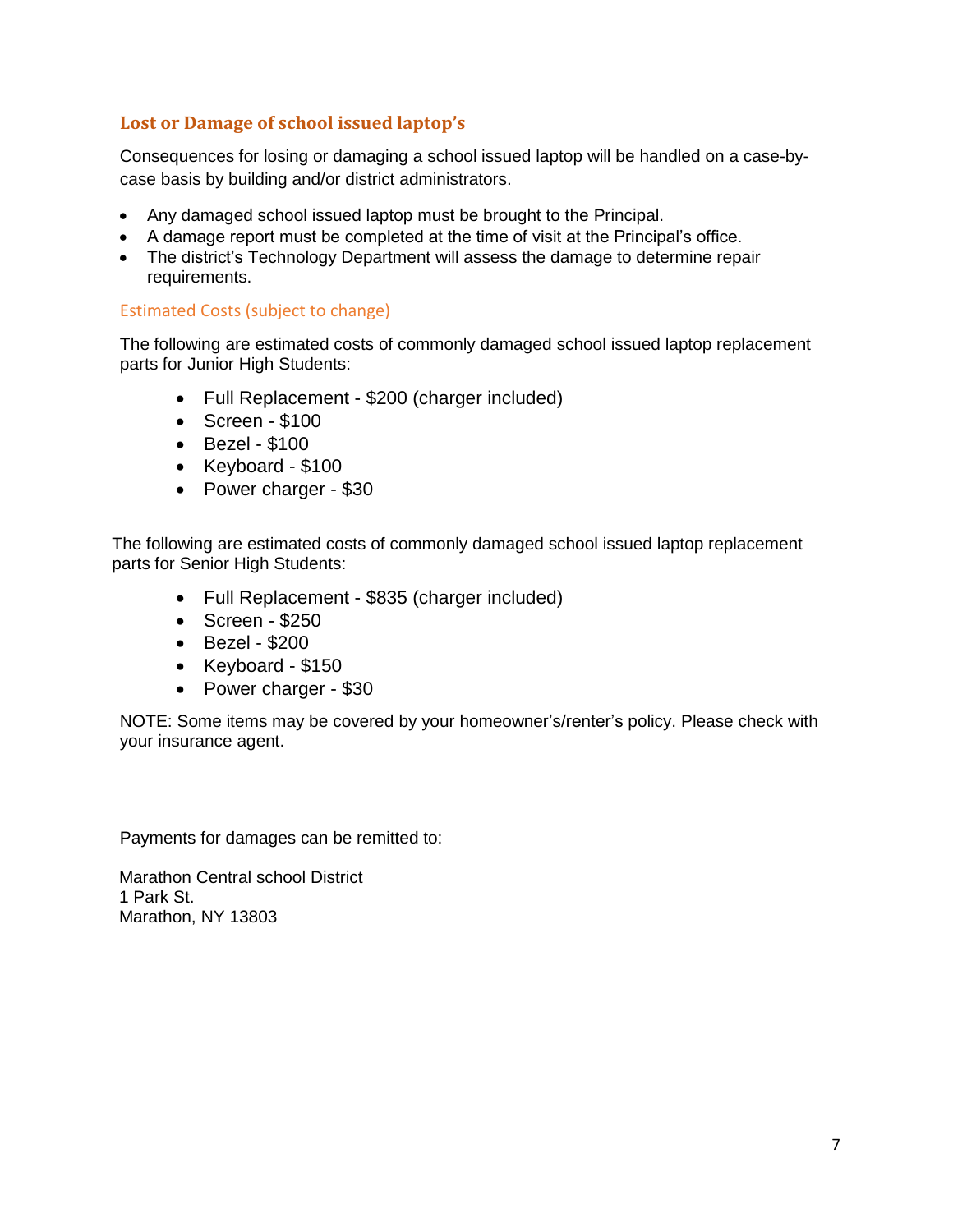## Lost or Damage of school issued laptop's

Consequences for losing or damaging a school issued laptop will be handled on a case-by-case basis by building and/or district administrators.

- Any damaged school issued laptop must be brought to the Principal.
- A damage report must be completed at the time of visit at the Principal's office.
- The district's Technology Department will assess the damage to determine repair requirements.

### Estimated Costs (subject to change)

The following are estimated costs of commonly damaged school issued laptop replacement parts for Junior High Students:

- Full Replacement - $200 (charger included)
- Screen - $100
- Bezel - $100
- Keyboard - $100
- Power charger - $30

The following are estimated costs of commonly damaged school issued laptop replacement parts for Senior High Students:

- Full Replacement - $835 (charger included)
- Screen - $250
- Bezel - $200
- Keyboard - $150
- Power charger - $30

NOTE: Some items may be covered by your homeowner's/renter's policy. Please check with your insurance agent.

Payments for damages can be remitted to:

Marathon Central school District
1 Park St.
Marathon, NY 13803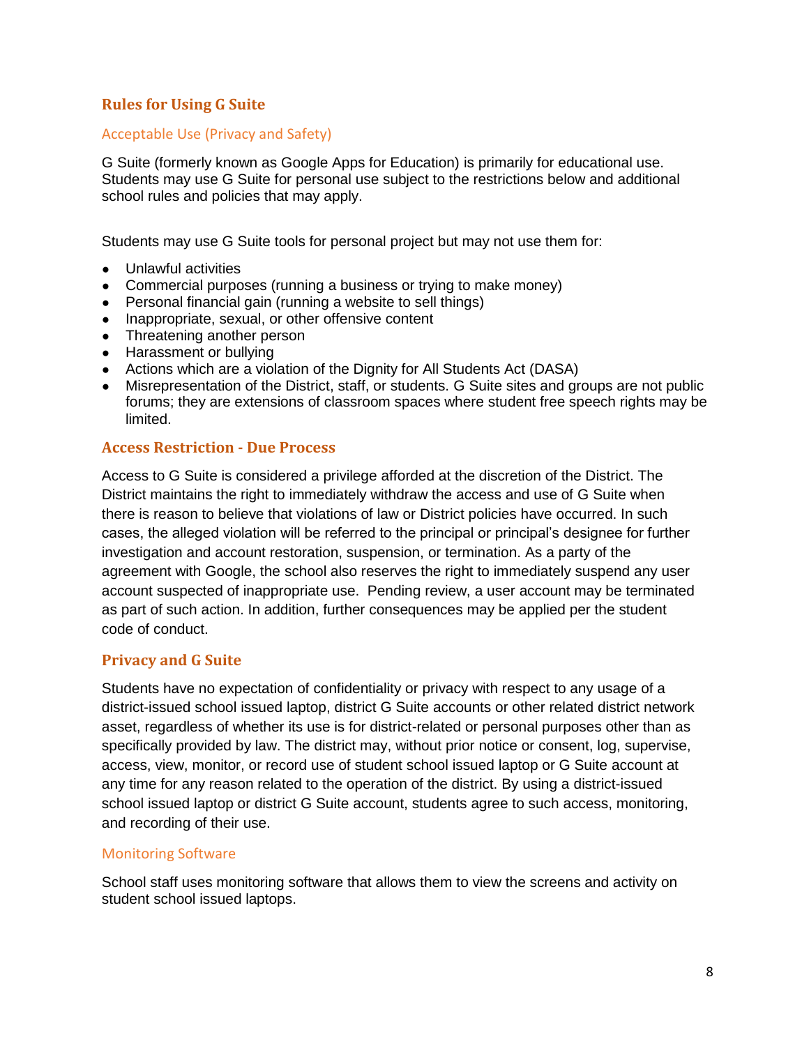## Rules for Using G Suite

### Acceptable Use (Privacy and Safety)

G Suite (formerly known as Google Apps for Education) is primarily for educational use. Students may use G Suite for personal use subject to the restrictions below and additional school rules and policies that may apply.

Students may use G Suite tools for personal project but may not use them for:

- Unlawful activities
- Commercial purposes (running a business or trying to make money)
- Personal financial gain (running a website to sell things)
- Inappropriate, sexual, or other offensive content
- Threatening another person
- Harassment or bullying
- Actions which are a violation of the Dignity for All Students Act (DASA)
- Misrepresentation of the District, staff, or students. G Suite sites and groups are not public forums; they are extensions of classroom spaces where student free speech rights may be limited.

## Access Restriction - Due Process

Access to G Suite is considered a privilege afforded at the discretion of the District. The District maintains the right to immediately withdraw the access and use of G Suite when there is reason to believe that violations of law or District policies have occurred. In such cases, the alleged violation will be referred to the principal or principal's designee for further investigation and account restoration, suspension, or termination. As a party of the agreement with Google, the school also reserves the right to immediately suspend any user account suspected of inappropriate use. Pending review, a user account may be terminated as part of such action. In addition, further consequences may be applied per the student code of conduct.

## Privacy and G Suite

Students have no expectation of confidentiality or privacy with respect to any usage of a district-issued school issued laptop, district G Suite accounts or other related district network asset, regardless of whether its use is for district-related or personal purposes other than as specifically provided by law. The district may, without prior notice or consent, log, supervise, access, view, monitor, or record use of student school issued laptop or G Suite account at any time for any reason related to the operation of the district. By using a district-issued school issued laptop or district G Suite account, students agree to such access, monitoring, and recording of their use.

### Monitoring Software

School staff uses monitoring software that allows them to view the screens and activity on student school issued laptops.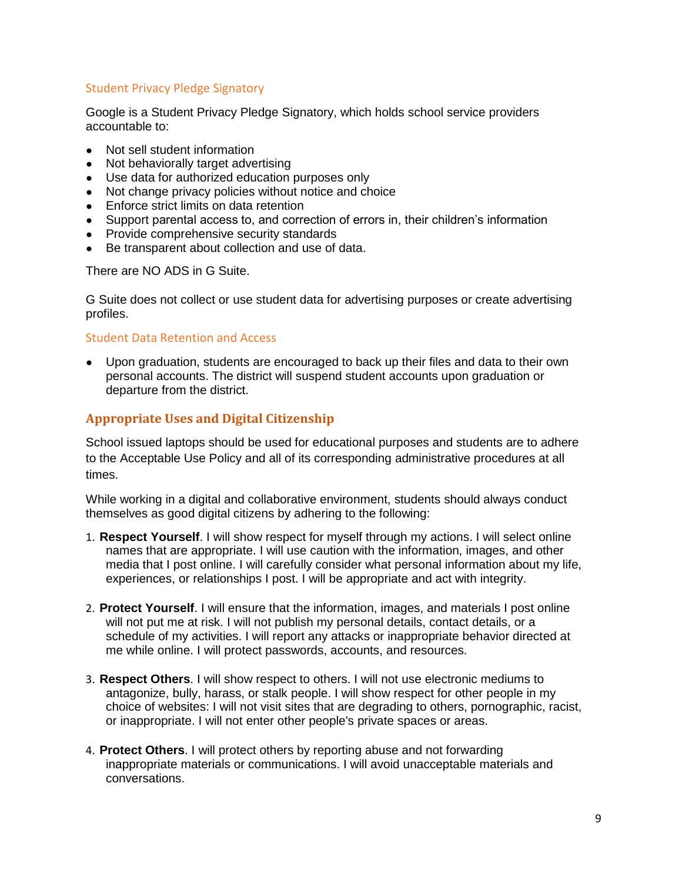### Student Privacy Pledge Signatory

Google is a Student Privacy Pledge Signatory, which holds school service providers accountable to:

- Not sell student information
- Not behaviorally target advertising
- Use data for authorized education purposes only
- Not change privacy policies without notice and choice
- Enforce strict limits on data retention
- Support parental access to, and correction of errors in, their children's information
- Provide comprehensive security standards
- Be transparent about collection and use of data.

There are NO ADS in G Suite.

G Suite does not collect or use student data for advertising purposes or create advertising profiles.

### Student Data Retention and Access

- Upon graduation, students are encouraged to back up their files and data to their own personal accounts. The district will suspend student accounts upon graduation or departure from the district.

## Appropriate Uses and Digital Citizenship

School issued laptops should be used for educational purposes and students are to adhere to the Acceptable Use Policy and all of its corresponding administrative procedures at all times.

While working in a digital and collaborative environment, students should always conduct themselves as good digital citizens by adhering to the following:

1. **Respect Yourself**. I will show respect for myself through my actions. I will select online names that are appropriate. I will use caution with the information, images, and other media that I post online. I will carefully consider what personal information about my life, experiences, or relationships I post. I will be appropriate and act with integrity.

2. **Protect Yourself**. I will ensure that the information, images, and materials I post online will not put me at risk. I will not publish my personal details, contact details, or a schedule of my activities. I will report any attacks or inappropriate behavior directed at me while online. I will protect passwords, accounts, and resources.

3. **Respect Others**. I will show respect to others. I will not use electronic mediums to antagonize, bully, harass, or stalk people. I will show respect for other people in my choice of websites: I will not visit sites that are degrading to others, pornographic, racist, or inappropriate. I will not enter other people's private spaces or areas.

4. **Protect Others**. I will protect others by reporting abuse and not forwarding inappropriate materials or communications. I will avoid unacceptable materials and conversations.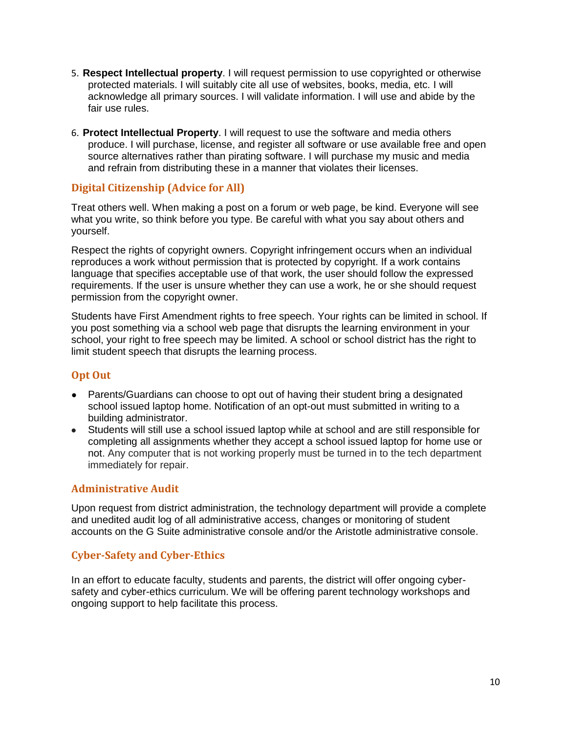5. **Respect Intellectual property**. I will request permission to use copyrighted or otherwise protected materials. I will suitably cite all use of websites, books, media, etc. I will acknowledge all primary sources. I will validate information. I will use and abide by the fair use rules.

6. **Protect Intellectual Property**. I will request to use the software and media others produce. I will purchase, license, and register all software or use available free and open source alternatives rather than pirating software. I will purchase my music and media and refrain from distributing these in a manner that violates their licenses.

## Digital Citizenship (Advice for All)

Treat others well. When making a post on a forum or web page, be kind. Everyone will see what you write, so think before you type. Be careful with what you say about others and yourself.

Respect the rights of copyright owners. Copyright infringement occurs when an individual reproduces a work without permission that is protected by copyright. If a work contains language that specifies acceptable use of that work, the user should follow the expressed requirements. If the user is unsure whether they can use a work, he or she should request permission from the copyright owner.

Students have First Amendment rights to free speech. Your rights can be limited in school. If you post something via a school web page that disrupts the learning environment in your school, your right to free speech may be limited. A school or school district has the right to limit student speech that disrupts the learning process.

## Opt Out

- Parents/Guardians can choose to opt out of having their student bring a designated school issued laptop home. Notification of an opt-out must submitted in writing to a building administrator.
- Students will still use a school issued laptop while at school and are still responsible for completing all assignments whether they accept a school issued laptop for home use or not. Any computer that is not working properly must be turned in to the tech department immediately for repair.

## Administrative Audit

Upon request from district administration, the technology department will provide a complete and unedited audit log of all administrative access, changes or monitoring of student accounts on the G Suite administrative console and/or the Aristotle administrative console.

## Cyber-Safety and Cyber-Ethics

In an effort to educate faculty, students and parents, the district will offer ongoing cyber-safety and cyber-ethics curriculum. We will be offering parent technology workshops and ongoing support to help facilitate this process.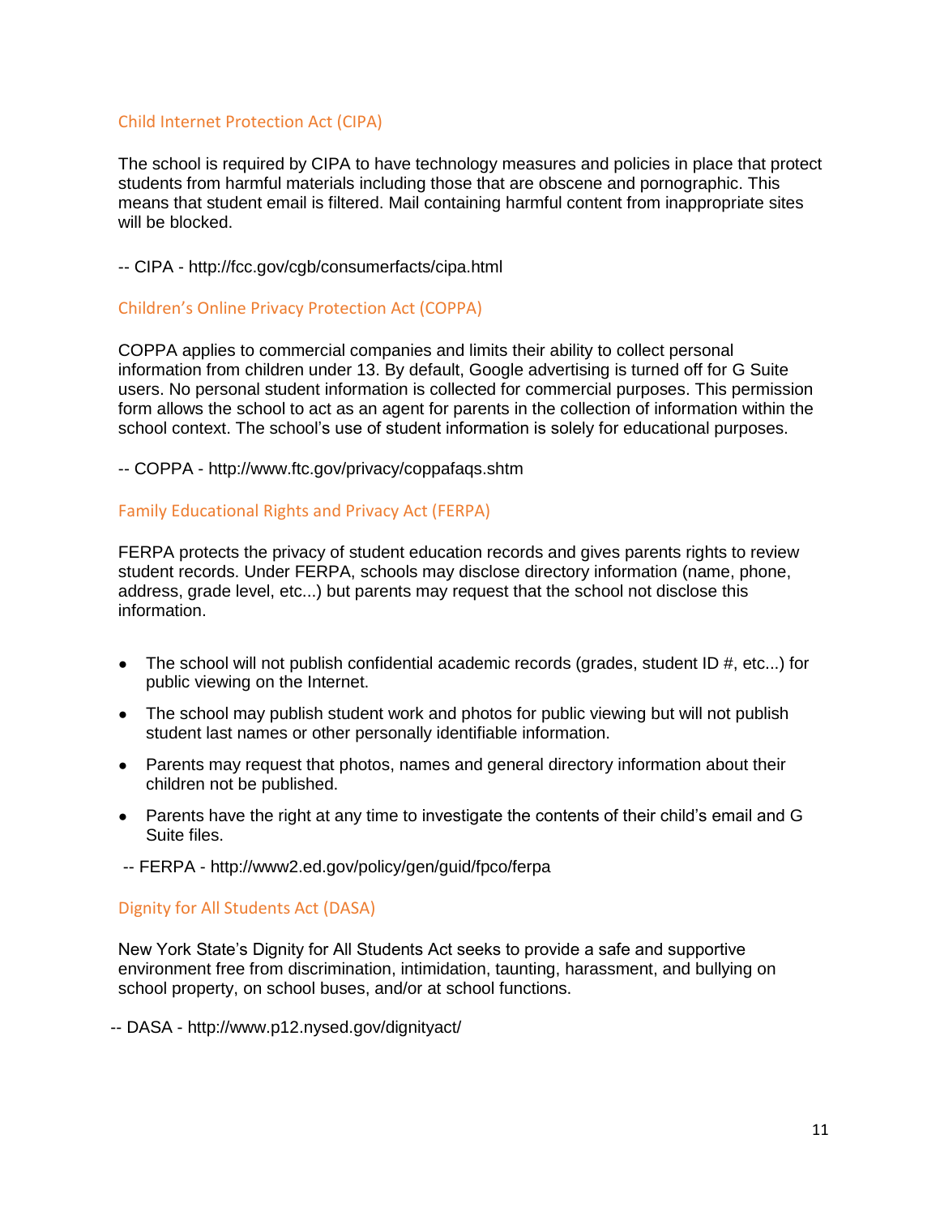## Child Internet Protection Act (CIPA)

The school is required by CIPA to have technology measures and policies in place that protect students from harmful materials including those that are obscene and pornographic. This means that student email is filtered. Mail containing harmful content from inappropriate sites will be blocked.

-- CIPA - http://fcc.gov/cgb/consumerfacts/cipa.html

## Children's Online Privacy Protection Act (COPPA)

COPPA applies to commercial companies and limits their ability to collect personal information from children under 13. By default, Google advertising is turned off for G Suite users. No personal student information is collected for commercial purposes. This permission form allows the school to act as an agent for parents in the collection of information within the school context. The school's use of student information is solely for educational purposes.

-- COPPA - http://www.ftc.gov/privacy/coppafaqs.shtm

## Family Educational Rights and Privacy Act (FERPA)

FERPA protects the privacy of student education records and gives parents rights to review student records. Under FERPA, schools may disclose directory information (name, phone, address, grade level, etc...) but parents may request that the school not disclose this information.

- The school will not publish confidential academic records (grades, student ID #, etc...) for public viewing on the Internet.
- The school may publish student work and photos for public viewing but will not publish student last names or other personally identifiable information.
- Parents may request that photos, names and general directory information about their children not be published.
- Parents have the right at any time to investigate the contents of their child's email and G Suite files.

-- FERPA - http://www2.ed.gov/policy/gen/guid/fpco/ferpa

## Dignity for All Students Act (DASA)

New York State's Dignity for All Students Act seeks to provide a safe and supportive environment free from discrimination, intimidation, taunting, harassment, and bullying on school property, on school buses, and/or at school functions.

-- DASA - http://www.p12.nysed.gov/dignityact/